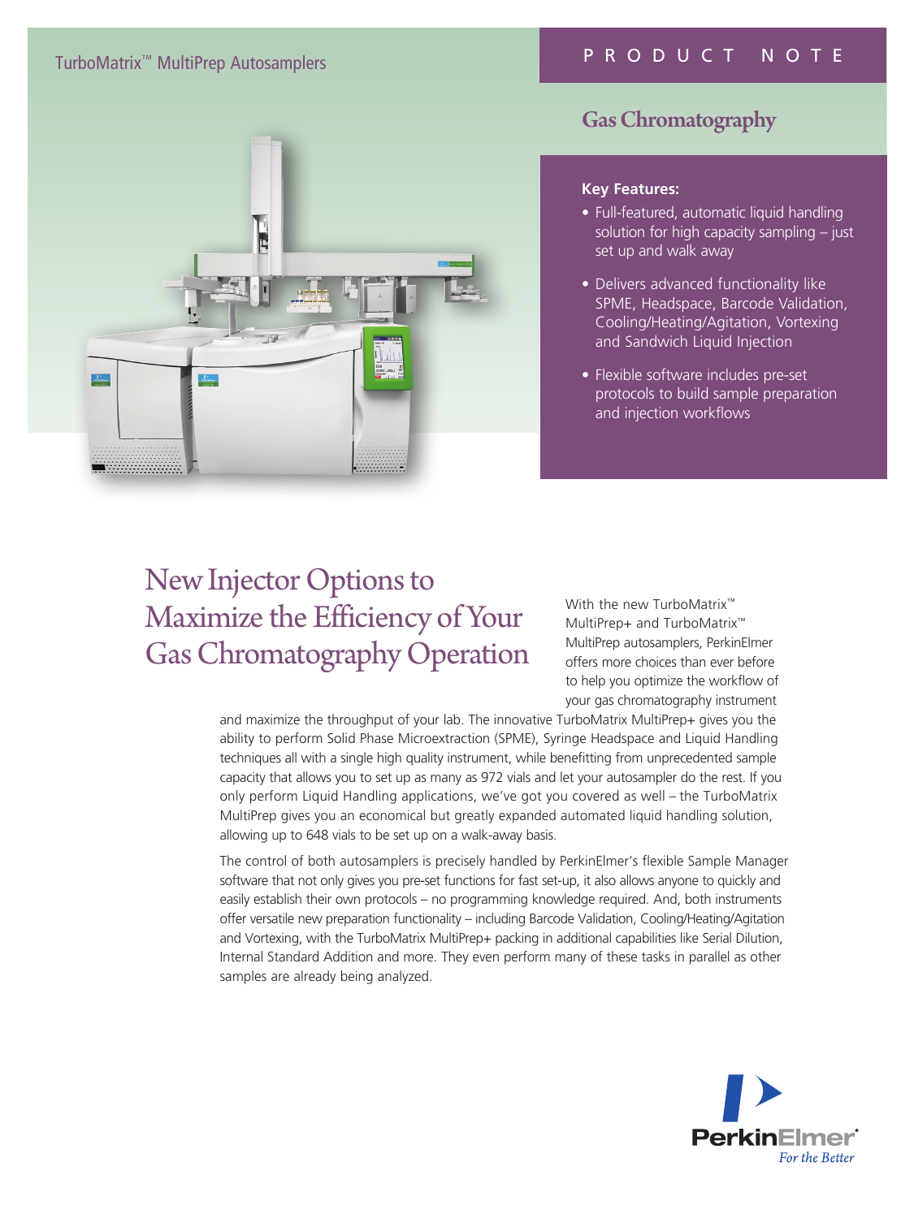TurboMatrix™ MultiPrep Autosamplers

PRODUCT NOTE

## Gas Chromatography

**Key Features:**

- Full-featured, automatic liquid handling solution for high capacity sampling – just set up and walk away
- Delivers advanced functionality like SPME, Headspace, Barcode Validation, Cooling/Heating/Agitation, Vortexing and Sandwich Liquid Injection
- Flexible software includes pre-set protocols to build sample preparation and injection workflows

# New Injector Options to Maximize the Efficiency of Your Gas Chromatography Operation

With the new TurboMatrix™ MultiPrep+ and TurboMatrix™ MultiPrep autosamplers, PerkinElmer offers more choices than ever before to help you optimize the workflow of your gas chromatography instrument and maximize the throughput of your lab. The innovative TurboMatrix MultiPrep+ gives you the ability to perform Solid Phase Microextraction (SPME), Syringe Headspace and Liquid Handling techniques all with a single high quality instrument, while benefitting from unprecedented sample capacity that allows you to set up as many as 972 vials and let your autosampler do the rest. If you only perform Liquid Handling applications, we've got you covered as well – the TurboMatrix MultiPrep gives you an economical but greatly expanded automated liquid handling solution, allowing up to 648 vials to be set up on a walk-away basis.

The control of both autosamplers is precisely handled by PerkinElmer's flexible Sample Manager software that not only gives you pre-set functions for fast set-up, it also allows anyone to quickly and easily establish their own protocols – no programming knowledge required. And, both instruments offer versatile new preparation functionality – including Barcode Validation, Cooling/Heating/Agitation and Vortexing, with the TurboMatrix MultiPrep+ packing in additional capabilities like Serial Dilution, Internal Standard Addition and more. They even perform many of these tasks in parallel as other samples are already being analyzed.

PerkinElmer®
*For the Better*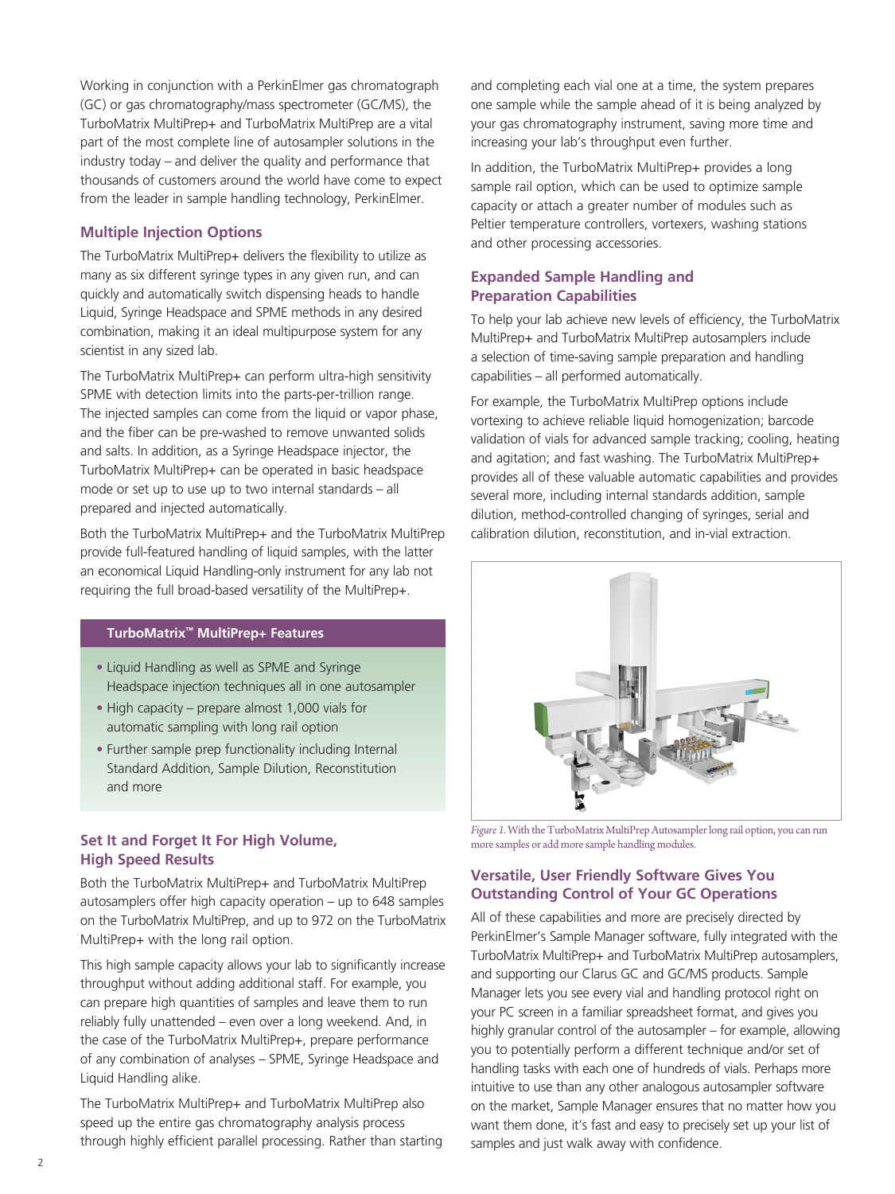Working in conjunction with a PerkinElmer gas chromatograph (GC) or gas chromatography/mass spectrometer (GC/MS), the TurboMatrix MultiPrep+ and TurboMatrix MultiPrep are a vital part of the most complete line of autosampler solutions in the industry today – and deliver the quality and performance that thousands of customers around the world have come to expect from the leader in sample handling technology, PerkinElmer.

## Multiple Injection Options

The TurboMatrix MultiPrep+ delivers the flexibility to utilize as many as six different syringe types in any given run, and can quickly and automatically switch dispensing heads to handle Liquid, Syringe Headspace and SPME methods in any desired combination, making it an ideal multipurpose system for any scientist in any sized lab.

The TurboMatrix MultiPrep+ can perform ultra-high sensitivity SPME with detection limits into the parts-per-trillion range. The injected samples can come from the liquid or vapor phase, and the fiber can be pre-washed to remove unwanted solids and salts. In addition, as a Syringe Headspace injector, the TurboMatrix MultiPrep+ can be operated in basic headspace mode or set up to use up to two internal standards – all prepared and injected automatically.

Both the TurboMatrix MultiPrep+ and the TurboMatrix MultiPrep provide full-featured handling of liquid samples, with the latter an economical Liquid Handling-only instrument for any lab not requiring the full broad-based versatility of the MultiPrep+.

### TurboMatrix™ MultiPrep+ Features

- Liquid Handling as well as SPME and Syringe Headspace injection techniques all in one autosampler
- High capacity – prepare almost 1,000 vials for automatic sampling with long rail option
- Further sample prep functionality including Internal Standard Addition, Sample Dilution, Reconstitution and more

## Set It and Forget It For High Volume, High Speed Results

Both the TurboMatrix MultiPrep+ and TurboMatrix MultiPrep autosamplers offer high capacity operation – up to 648 samples on the TurboMatrix MultiPrep, and up to 972 on the TurboMatrix MultiPrep+ with the long rail option.

This high sample capacity allows your lab to significantly increase throughput without adding additional staff. For example, you can prepare high quantities of samples and leave them to run reliably fully unattended – even over a long weekend. And, in the case of the TurboMatrix MultiPrep+, prepare performance of any combination of analyses – SPME, Syringe Headspace and Liquid Handling alike.

The TurboMatrix MultiPrep+ and TurboMatrix MultiPrep also speed up the entire gas chromatography analysis process through highly efficient parallel processing. Rather than starting and completing each vial one at a time, the system prepares one sample while the sample ahead of it is being analyzed by your gas chromatography instrument, saving more time and increasing your lab's throughput even further.

In addition, the TurboMatrix MultiPrep+ provides a long sample rail option, which can be used to optimize sample capacity or attach a greater number of modules such as Peltier temperature controllers, vortexers, washing stations and other processing accessories.

## Expanded Sample Handling and Preparation Capabilities

To help your lab achieve new levels of efficiency, the TurboMatrix MultiPrep+ and TurboMatrix MultiPrep autosamplers include a selection of time-saving sample preparation and handling capabilities – all performed automatically.

For example, the TurboMatrix MultiPrep options include vortexing to achieve reliable liquid homogenization; barcode validation of vials for advanced sample tracking; cooling, heating and agitation; and fast washing. The TurboMatrix MultiPrep+ provides all of these valuable automatic capabilities and provides several more, including internal standards addition, sample dilution, method-controlled changing of syringes, serial and calibration dilution, reconstitution, and in-vial extraction.

*Figure 1.* With the TurboMatrix MultiPrep Autosampler long rail option, you can run more samples or add more sample handling modules.

## Versatile, User Friendly Software Gives You Outstanding Control of Your GC Operations

All of these capabilities and more are precisely directed by PerkinElmer's Sample Manager software, fully integrated with the TurboMatrix MultiPrep+ and TurboMatrix MultiPrep autosamplers, and supporting our Clarus GC and GC/MS products. Sample Manager lets you see every vial and handling protocol right on your PC screen in a familiar spreadsheet format, and gives you highly granular control of the autosampler – for example, allowing you to potentially perform a different technique and/or set of handling tasks with each one of hundreds of vials. Perhaps more intuitive to use than any other analogous autosampler software on the market, Sample Manager ensures that no matter how you want them done, it's fast and easy to precisely set up your list of samples and just walk away with confidence.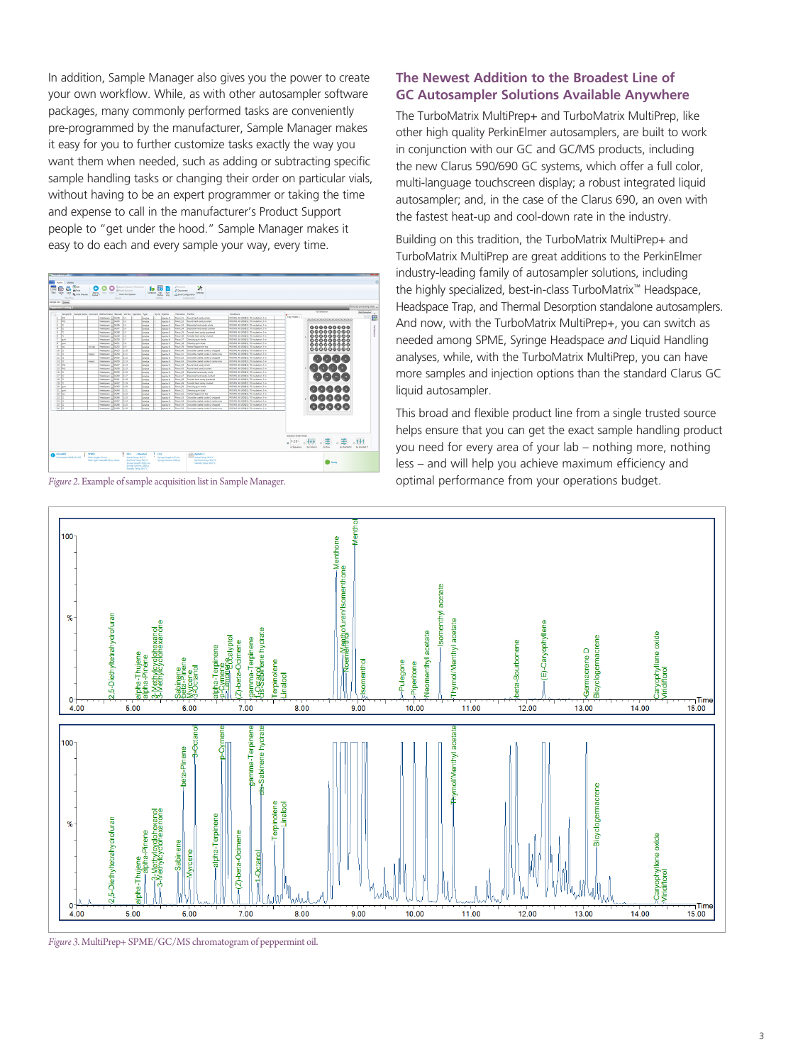In addition, Sample Manager also gives you the power to create your own workflow. While, as with other autosampler software packages, many commonly performed tasks are conveniently pre-programmed by the manufacturer, Sample Manager makes it easy for you to further customize tasks exactly the way you want them when needed, such as adding or subtracting specific sample handling tasks or changing their order on particular vials, without having to be an expert programmer or taking the time and expense to call in the manufacturer's Product Support people to "get under the hood." Sample Manager makes it easy to do each and every sample your way, every time.

*Figure 2.* Example of sample acquisition list in Sample Manager.

## The Newest Addition to the Broadest Line of GC Autosampler Solutions Available Anywhere

The TurboMatrix MultiPrep+ and TurboMatrix MultiPrep, like other high quality PerkinElmer autosamplers, are built to work in conjunction with our GC and GC/MS products, including the new Clarus 590/690 GC systems, which offer a full color, multi-language touchscreen display; a robust integrated liquid autosampler; and, in the case of the Clarus 690, an oven with the fastest heat-up and cool-down rate in the industry.

Building on this tradition, the TurboMatrix MultiPrep+ and TurboMatrix MultiPrep are great additions to the PerkinElmer industry-leading family of autosampler solutions, including the highly specialized, best-in-class TurboMatrix™ Headspace, Headspace Trap, and Thermal Desorption standalone autosamplers. And now, with the TurboMatrix MultiPrep+, you can switch as needed among SPME, Syringe Headspace *and* Liquid Handling analyses, while, with the TurboMatrix MultiPrep, you can have more samples and injection options than the standard Clarus GC liquid autosampler.

This broad and flexible product line from a single trusted source helps ensure that you can get the exact sample handling product you need for every area of your lab – nothing more, nothing less – and will help you achieve maximum efficiency and optimal performance from your operations budget.

*Figure 3.* MultiPrep+ SPME/GC/MS chromatogram of peppermint oil.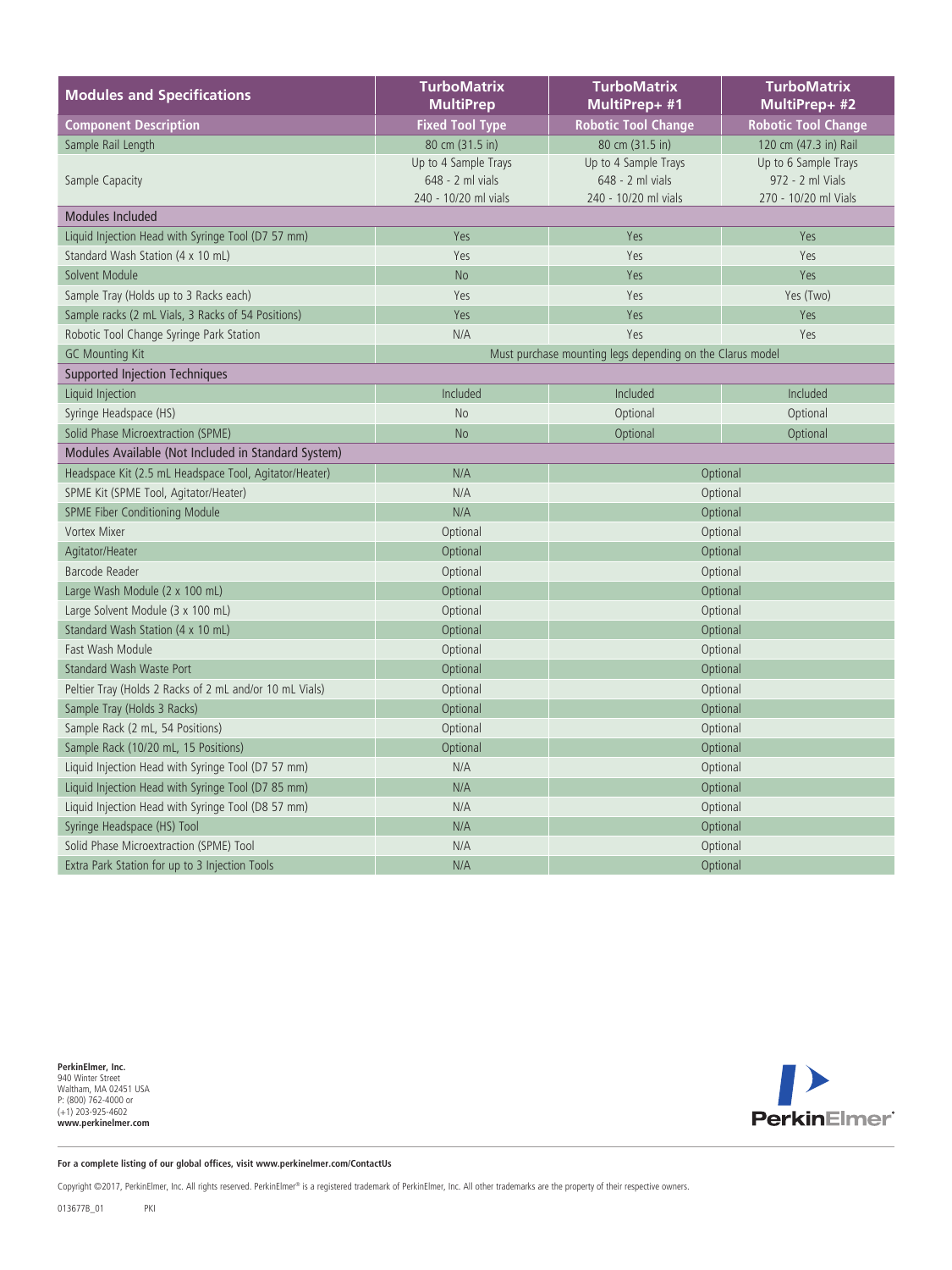| Modules and Specifications | TurboMatrix MultiPrep | TurboMatrix MultiPrep+ #1 | TurboMatrix MultiPrep+ #2 |
|---|---|---|---|
| **Component Description** | **Fixed Tool Type** | **Robotic Tool Change** | **Robotic Tool Change** |
| Sample Rail Length | 80 cm (31.5 in) | 80 cm (31.5 in) | 120 cm (47.3 in) Rail |
| Sample Capacity | Up to 4 Sample Trays<br>648 - 2 ml vials<br>240 - 10/20 ml vials | Up to 4 Sample Trays<br>648 - 2 ml vials<br>240 - 10/20 ml vials | Up to 6 Sample Trays<br>972 - 2 ml Vials<br>270 - 10/20 ml Vials |
| Modules Included | | | |
| Liquid Injection Head with Syringe Tool (D7 57 mm) | Yes | Yes | Yes |
| Standard Wash Station (4 x 10 mL) | Yes | Yes | Yes |
| Solvent Module | No | Yes | Yes |
| Sample Tray (Holds up to 3 Racks each) | Yes | Yes | Yes (Two) |
| Sample racks (2 mL Vials, 3 Racks of 54 Positions) | Yes | Yes | Yes |
| Robotic Tool Change Syringe Park Station | N/A | Yes | Yes |
| GC Mounting Kit | Must purchase mounting legs depending on the Clarus model | | |
| Supported Injection Techniques | | | |
| Liquid Injection | Included | Included | Included |
| Syringe Headspace (HS) | No | Optional | Optional |
| Solid Phase Microextraction (SPME) | No | Optional | Optional |
| Modules Available (Not Included in Standard System) | | | |
| Headspace Kit (2.5 mL Headspace Tool, Agitator/Heater) | N/A | Optional | |
| SPME Kit (SPME Tool, Agitator/Heater) | N/A | Optional | |
| SPME Fiber Conditioning Module | N/A | Optional | |
| Vortex Mixer | Optional | Optional | |
| Agitator/Heater | Optional | Optional | |
| Barcode Reader | Optional | Optional | |
| Large Wash Module (2 x 100 mL) | Optional | Optional | |
| Large Solvent Module (3 x 100 mL) | Optional | Optional | |
| Standard Wash Station (4 x 10 mL) | Optional | Optional | |
| Fast Wash Module | Optional | Optional | |
| Standard Wash Waste Port | Optional | Optional | |
| Peltier Tray (Holds 2 Racks of 2 mL and/or 10 mL Vials) | Optional | Optional | |
| Sample Tray (Holds 3 Racks) | Optional | Optional | |
| Sample Rack (2 mL, 54 Positions) | Optional | Optional | |
| Sample Rack (10/20 mL, 15 Positions) | Optional | Optional | |
| Liquid Injection Head with Syringe Tool (D7 57 mm) | N/A | Optional | |
| Liquid Injection Head with Syringe Tool (D7 85 mm) | N/A | Optional | |
| Liquid Injection Head with Syringe Tool (D8 57 mm) | N/A | Optional | |
| Syringe Headspace (HS) Tool | N/A | Optional | |
| Solid Phase Microextraction (SPME) Tool | N/A | Optional | |
| Extra Park Station for up to 3 Injection Tools | N/A | Optional | |

**PerkinElmer, Inc.**
940 Winter Street
Waltham, MA 02451 USA
P: (800) 762-4000 or
(+1) 203-925-4602
**www.perkinelmer.com**

PerkinElmer

**For a complete listing of our global offices, visit www.perkinelmer.com/ContactUs**

Copyright ©2017, PerkinElmer, Inc. All rights reserved. PerkinElmer® is a registered trademark of PerkinElmer, Inc. All other trademarks are the property of their respective owners.

013677B_01 PKI